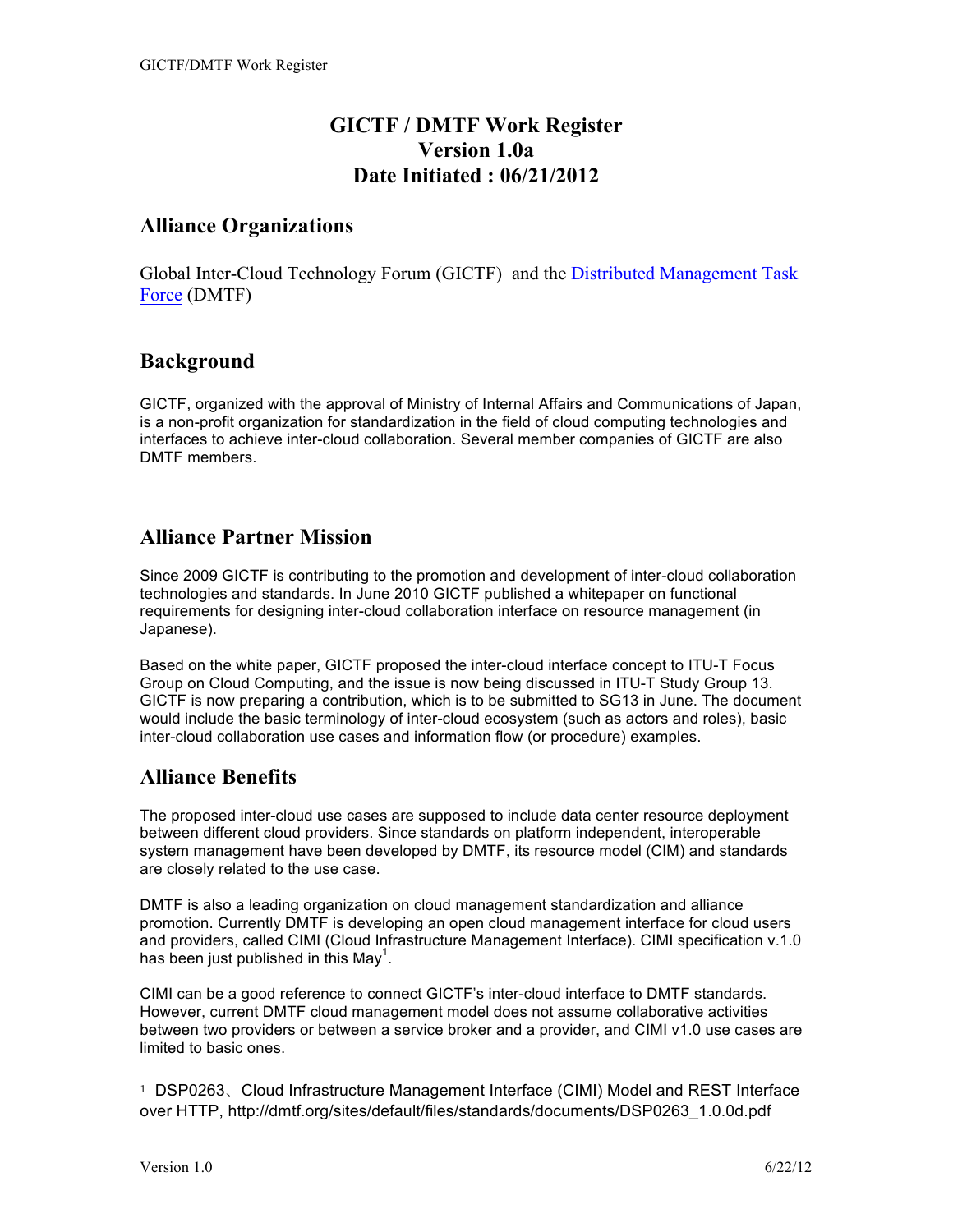# GICTF / DMTF Work Register
# Version 1.0a
# Date Initiated : 06/21/2012

## Alliance Organizations

Global Inter-Cloud Technology Forum (GICTF) and the [Distributed Management Task Force](http://www.dmtf.org) (DMTF)

## Background

GICTF, organized with the approval of Ministry of Internal Affairs and Communications of Japan, is a non-profit organization for standardization in the field of cloud computing technologies and interfaces to achieve inter-cloud collaboration. Several member companies of GICTF are also DMTF members.

## Alliance Partner Mission

Since 2009 GICTF is contributing to the promotion and development of inter-cloud collaboration technologies and standards. In June 2010 GICTF published a whitepaper on functional requirements for designing inter-cloud collaboration interface on resource management (in Japanese).

Based on the white paper, GICTF proposed the inter-cloud interface concept to ITU-T Focus Group on Cloud Computing, and the issue is now being discussed in ITU-T Study Group 13. GICTF is now preparing a contribution, which is to be submitted to SG13 in June. The document would include the basic terminology of inter-cloud ecosystem (such as actors and roles), basic inter-cloud collaboration use cases and information flow (or procedure) examples.

## Alliance Benefits

The proposed inter-cloud use cases are supposed to include data center resource deployment between different cloud providers. Since standards on platform independent, interoperable system management have been developed by DMTF, its resource model (CIM) and standards are closely related to the use case.

DMTF is also a leading organization on cloud management standardization and alliance promotion. Currently DMTF is developing an open cloud management interface for cloud users and providers, called CIMI (Cloud Infrastructure Management Interface). CIMI specification v.1.0 has been just published in this May[1].

CIMI can be a good reference to connect GICTF's inter-cloud interface to DMTF standards. However, current DMTF cloud management model does not assume collaborative activities between two providers or between a service broker and a provider, and CIMI v1.0 use cases are limited to basic ones.

---

[1] DSP0263、Cloud Infrastructure Management Interface (CIMI) Model and REST Interface over HTTP, http://dmtf.org/sites/default/files/standards/documents/DSP0263_1.0.0d.pdf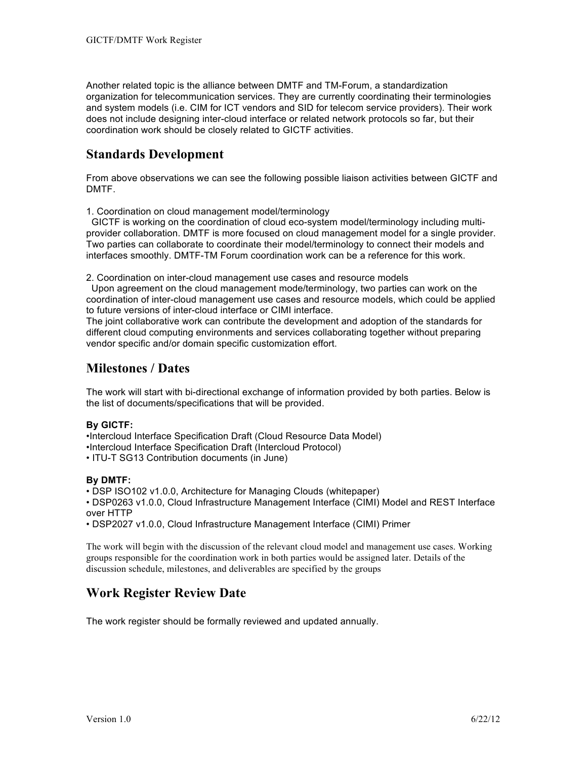Another related topic is the alliance between DMTF and TM-Forum, a standardization organization for telecommunication services. They are currently coordinating their terminologies and system models (i.e. CIM for ICT vendors and SID for telecom service providers). Their work does not include designing inter-cloud interface or related network protocols so far, but their coordination work should be closely related to GICTF activities.

## Standards Development

From above observations we can see the following possible liaison activities between GICTF and DMTF.

1. Coordination on cloud management model/terminology
  GICTF is working on the coordination of cloud eco-system model/terminology including multi-provider collaboration. DMTF is more focused on cloud management model for a single provider. Two parties can collaborate to coordinate their model/terminology to connect their models and interfaces smoothly. DMTF-TM Forum coordination work can be a reference for this work.

2. Coordination on inter-cloud management use cases and resource models
  Upon agreement on the cloud management mode/terminology, two parties can work on the coordination of inter-cloud management use cases and resource models, which could be applied to future versions of inter-cloud interface or CIMI interface.
The joint collaborative work can contribute the development and adoption of the standards for different cloud computing environments and services collaborating together without preparing vendor specific and/or domain specific customization effort.

## Milestones / Dates

The work will start with bi-directional exchange of information provided by both parties. Below is the list of documents/specifications that will be provided.

**By GICTF:**

- Intercloud Interface Specification Draft (Cloud Resource Data Model)
- Intercloud Interface Specification Draft (Intercloud Protocol)
- ITU-T SG13 Contribution documents (in June)

**By DMTF:**

- DSP ISO102 v1.0.0, Architecture for Managing Clouds (whitepaper)
- DSP0263 v1.0.0, Cloud Infrastructure Management Interface (CIMI) Model and REST Interface over HTTP
- DSP2027 v1.0.0, Cloud Infrastructure Management Interface (CIMI) Primer

The work will begin with the discussion of the relevant cloud model and management use cases. Working groups responsible for the coordination work in both parties would be assigned later. Details of the discussion schedule, milestones, and deliverables are specified by the groups

## Work Register Review Date

The work register should be formally reviewed and updated annually.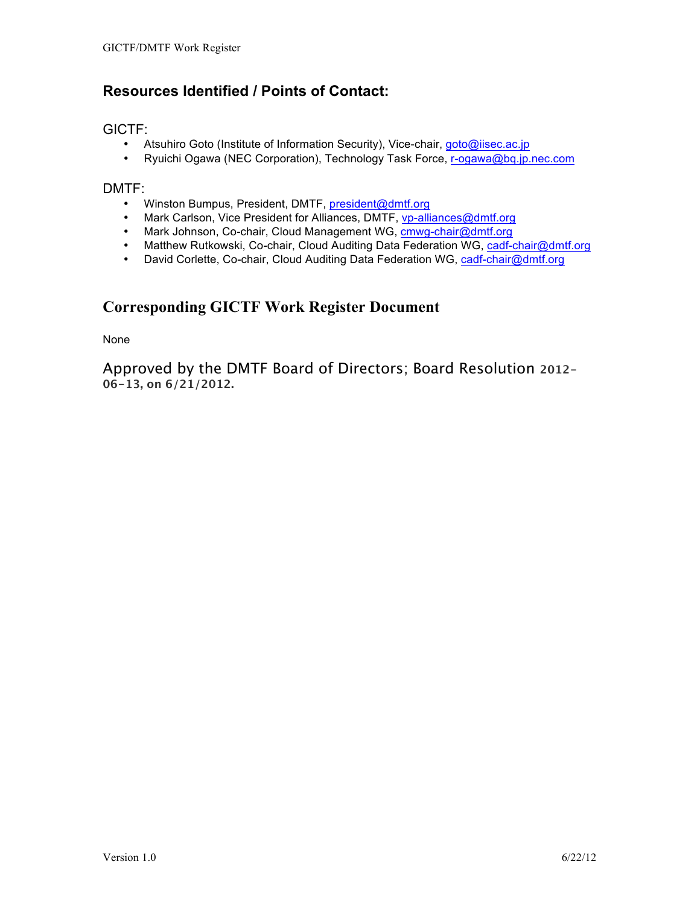## Resources Identified / Points of Contact:

GICTF:

- Atsuhiro Goto (Institute of Information Security), Vice-chair, goto@iisec.ac.jp
- Ryuichi Ogawa (NEC Corporation), Technology Task Force, r-ogawa@bq.jp.nec.com

DMTF:

- Winston Bumpus, President, DMTF, president@dmtf.org
- Mark Carlson, Vice President for Alliances, DMTF, vp-alliances@dmtf.org
- Mark Johnson, Co-chair, Cloud Management WG, cmwg-chair@dmtf.org
- Matthew Rutkowski, Co-chair, Cloud Auditing Data Federation WG, cadf-chair@dmtf.org
- David Corlette, Co-chair, Cloud Auditing Data Federation WG, cadf-chair@dmtf.org

## Corresponding GICTF Work Register Document

None

Approved by the DMTF Board of Directors; Board Resolution **2012-06-13, on 6/21/2012.**